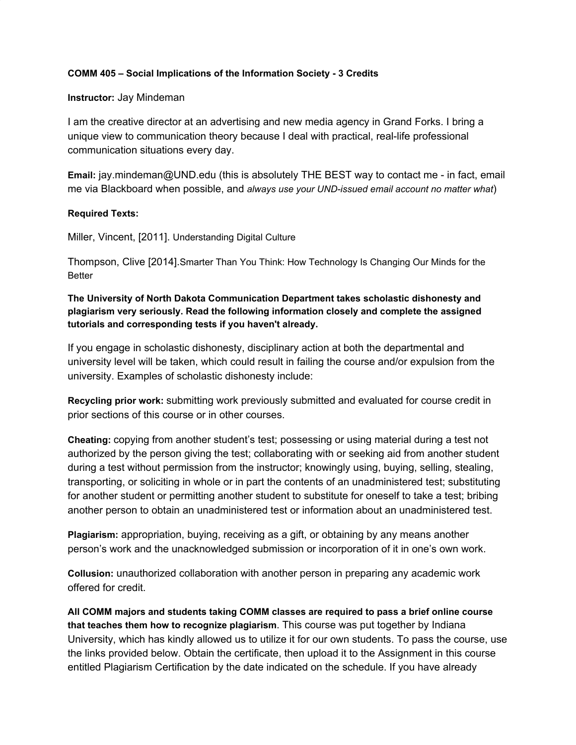**COMM 405 – Social Implications of the Information Society - 3 Credits**

**Instructor:** Jay Mindeman

I am the creative director at an advertising and new media agency in Grand Forks. I bring a unique view to communication theory because I deal with practical, real-life professional communication situations every day.

**Email:** jay.mindeman@UND.edu (this is absolutely THE BEST way to contact me - in fact, email me via Blackboard when possible, and *always use your UND-issued email account no matter what*)

**Required Texts:**

Miller, Vincent, [2011]. Understanding Digital Culture

Thompson, Clive [2014].Smarter Than You Think: How Technology Is Changing Our Minds for the Better

**The University of North Dakota Communication Department takes scholastic dishonesty and plagiarism very seriously. Read the following information closely and complete the assigned tutorials and corresponding tests if you haven't already.**

If you engage in scholastic dishonesty, disciplinary action at both the departmental and university level will be taken, which could result in failing the course and/or expulsion from the university. Examples of scholastic dishonesty include:

**Recycling prior work:** submitting work previously submitted and evaluated for course credit in prior sections of this course or in other courses.

**Cheating:** copying from another student's test; possessing or using material during a test not authorized by the person giving the test; collaborating with or seeking aid from another student during a test without permission from the instructor; knowingly using, buying, selling, stealing, transporting, or soliciting in whole or in part the contents of an unadministered test; substituting for another student or permitting another student to substitute for oneself to take a test; bribing another person to obtain an unadministered test or information about an unadministered test.

**Plagiarism:** appropriation, buying, receiving as a gift, or obtaining by any means another person's work and the unacknowledged submission or incorporation of it in one's own work.

**Collusion:** unauthorized collaboration with another person in preparing any academic work offered for credit.

**All COMM majors and students taking COMM classes are required to pass a brief online course that teaches them how to recognize plagiarism**. This course was put together by Indiana University, which has kindly allowed us to utilize it for our own students. To pass the course, use the links provided below. Obtain the certificate, then upload it to the Assignment in this course entitled Plagiarism Certification by the date indicated on the schedule. If you have already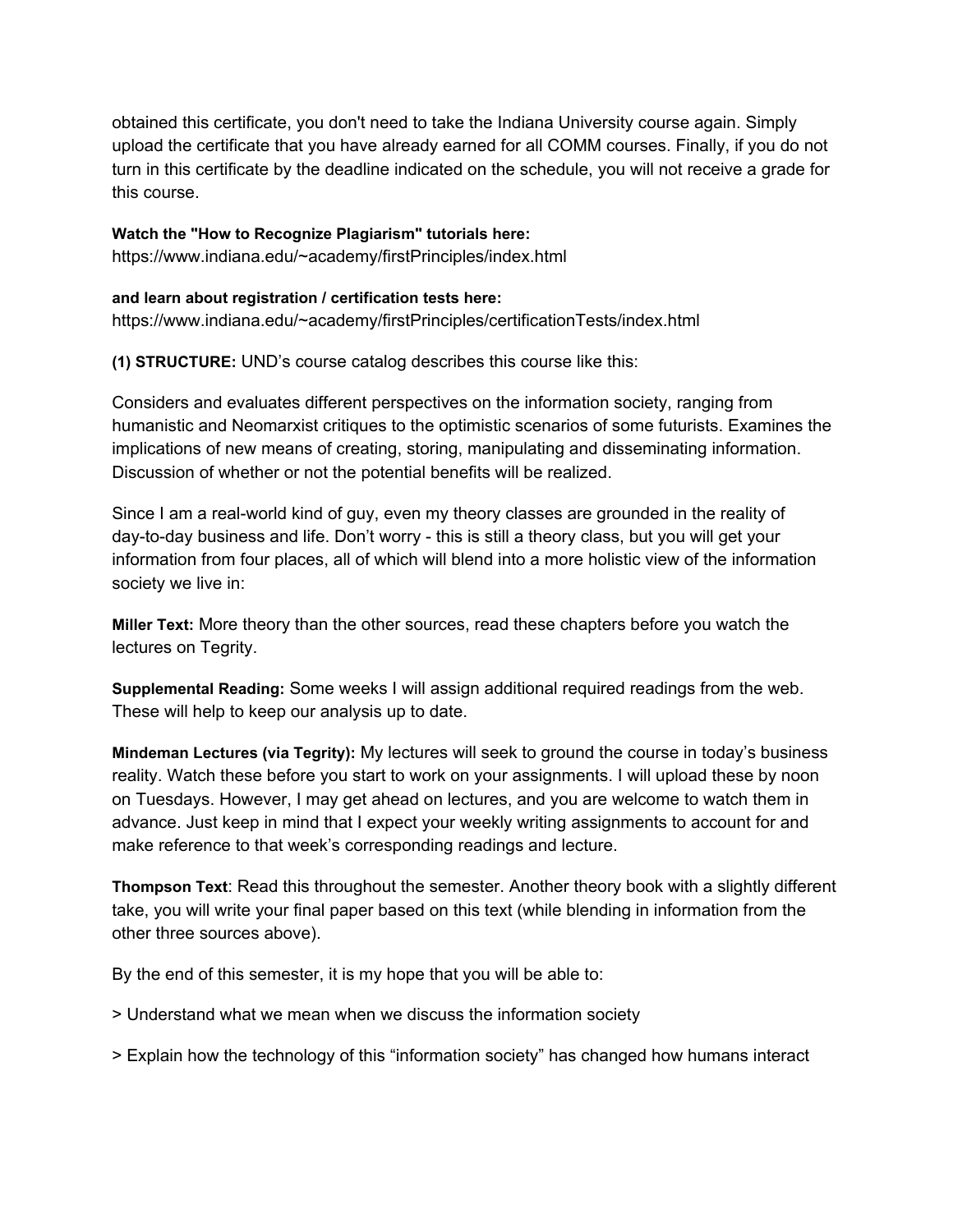obtained this certificate, you don't need to take the Indiana University course again. Simply upload the certificate that you have already earned for all COMM courses. Finally, if you do not turn in this certificate by the deadline indicated on the schedule, you will not receive a grade for this course.

**Watch the "How to Recognize Plagiarism" tutorials here:**
https://www.indiana.edu/~academy/firstPrinciples/index.html

**and learn about registration / certification tests here:**
https://www.indiana.edu/~academy/firstPrinciples/certificationTests/index.html

**(1) STRUCTURE:** UND's course catalog describes this course like this:

Considers and evaluates different perspectives on the information society, ranging from humanistic and Neomarxist critiques to the optimistic scenarios of some futurists. Examines the implications of new means of creating, storing, manipulating and disseminating information. Discussion of whether or not the potential benefits will be realized.

Since I am a real-world kind of guy, even my theory classes are grounded in the reality of day-to-day business and life. Don't worry - this is still a theory class, but you will get your information from four places, all of which will blend into a more holistic view of the information society we live in:

**Miller Text:** More theory than the other sources, read these chapters before you watch the lectures on Tegrity.

**Supplemental Reading:** Some weeks I will assign additional required readings from the web. These will help to keep our analysis up to date.

**Mindeman Lectures (via Tegrity):** My lectures will seek to ground the course in today's business reality. Watch these before you start to work on your assignments. I will upload these by noon on Tuesdays. However, I may get ahead on lectures, and you are welcome to watch them in advance. Just keep in mind that I expect your weekly writing assignments to account for and make reference to that week's corresponding readings and lecture.

**Thompson Text**: Read this throughout the semester. Another theory book with a slightly different take, you will write your final paper based on this text (while blending in information from the other three sources above).

By the end of this semester, it is my hope that you will be able to:

> Understand what we mean when we discuss the information society

> Explain how the technology of this "information society" has changed how humans interact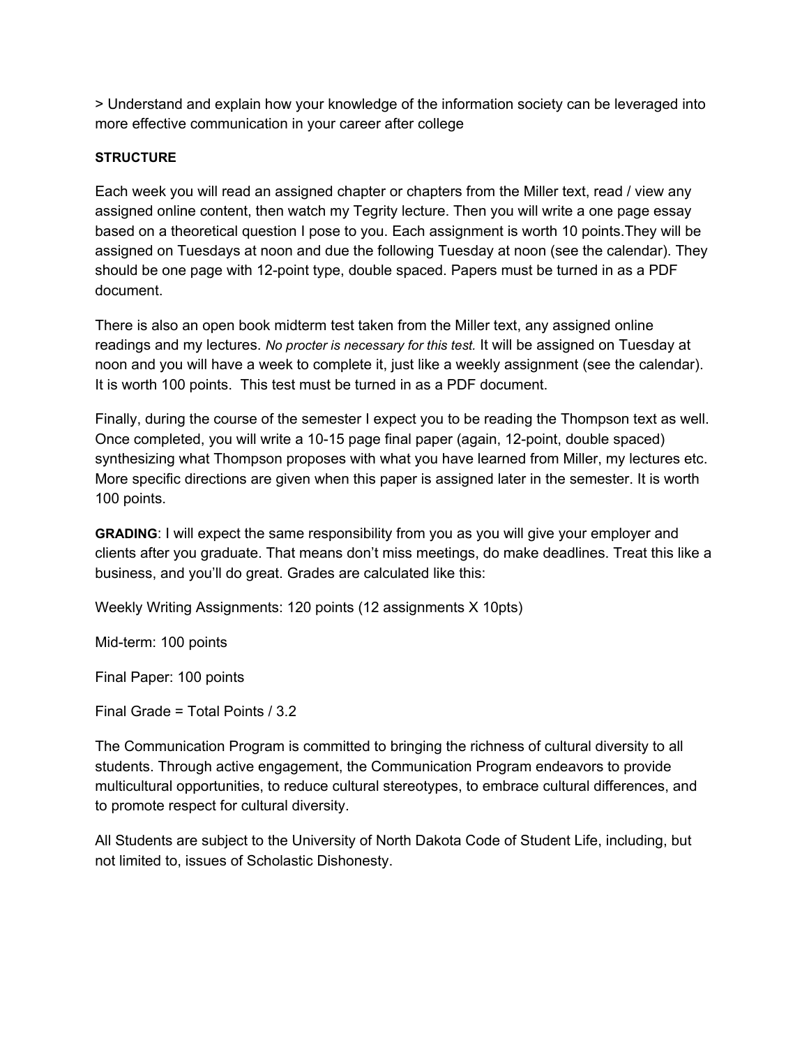> Understand and explain how your knowledge of the information society can be leveraged into more effective communication in your career after college

**STRUCTURE**

Each week you will read an assigned chapter or chapters from the Miller text, read / view any assigned online content, then watch my Tegrity lecture. Then you will write a one page essay based on a theoretical question I pose to you. Each assignment is worth 10 points.They will be assigned on Tuesdays at noon and due the following Tuesday at noon (see the calendar). They should be one page with 12-point type, double spaced. Papers must be turned in as a PDF document.

There is also an open book midterm test taken from the Miller text, any assigned online readings and my lectures. *No procter is necessary for this test.* It will be assigned on Tuesday at noon and you will have a week to complete it, just like a weekly assignment (see the calendar). It is worth 100 points. This test must be turned in as a PDF document.

Finally, during the course of the semester I expect you to be reading the Thompson text as well. Once completed, you will write a 10-15 page final paper (again, 12-point, double spaced) synthesizing what Thompson proposes with what you have learned from Miller, my lectures etc. More specific directions are given when this paper is assigned later in the semester. It is worth 100 points.

**GRADING**: I will expect the same responsibility from you as you will give your employer and clients after you graduate. That means don't miss meetings, do make deadlines. Treat this like a business, and you'll do great. Grades are calculated like this:

Weekly Writing Assignments: 120 points (12 assignments X 10pts)

Mid-term: 100 points

Final Paper: 100 points

Final Grade = Total Points / 3.2

The Communication Program is committed to bringing the richness of cultural diversity to all students. Through active engagement, the Communication Program endeavors to provide multicultural opportunities, to reduce cultural stereotypes, to embrace cultural differences, and to promote respect for cultural diversity.

All Students are subject to the University of North Dakota Code of Student Life, including, but not limited to, issues of Scholastic Dishonesty.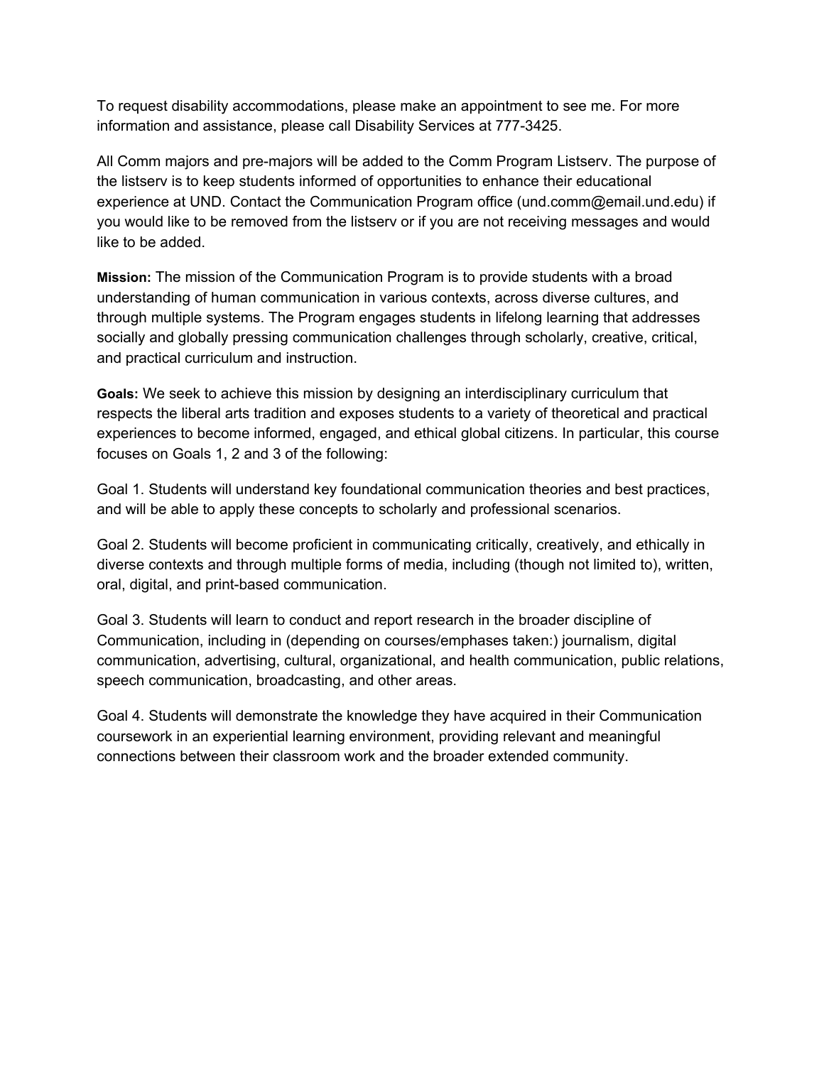To request disability accommodations, please make an appointment to see me. For more information and assistance, please call Disability Services at 777-3425.

All Comm majors and pre-majors will be added to the Comm Program Listserv. The purpose of the listserv is to keep students informed of opportunities to enhance their educational experience at UND. Contact the Communication Program office (und.comm@email.und.edu) if you would like to be removed from the listserv or if you are not receiving messages and would like to be added.

**Mission:** The mission of the Communication Program is to provide students with a broad understanding of human communication in various contexts, across diverse cultures, and through multiple systems. The Program engages students in lifelong learning that addresses socially and globally pressing communication challenges through scholarly, creative, critical, and practical curriculum and instruction.

**Goals:** We seek to achieve this mission by designing an interdisciplinary curriculum that respects the liberal arts tradition and exposes students to a variety of theoretical and practical experiences to become informed, engaged, and ethical global citizens. In particular, this course focuses on Goals 1, 2 and 3 of the following:

Goal 1. Students will understand key foundational communication theories and best practices, and will be able to apply these concepts to scholarly and professional scenarios.

Goal 2. Students will become proficient in communicating critically, creatively, and ethically in diverse contexts and through multiple forms of media, including (though not limited to), written, oral, digital, and print-based communication.

Goal 3. Students will learn to conduct and report research in the broader discipline of Communication, including in (depending on courses/emphases taken:) journalism, digital communication, advertising, cultural, organizational, and health communication, public relations, speech communication, broadcasting, and other areas.

Goal 4. Students will demonstrate the knowledge they have acquired in their Communication coursework in an experiential learning environment, providing relevant and meaningful connections between their classroom work and the broader extended community.